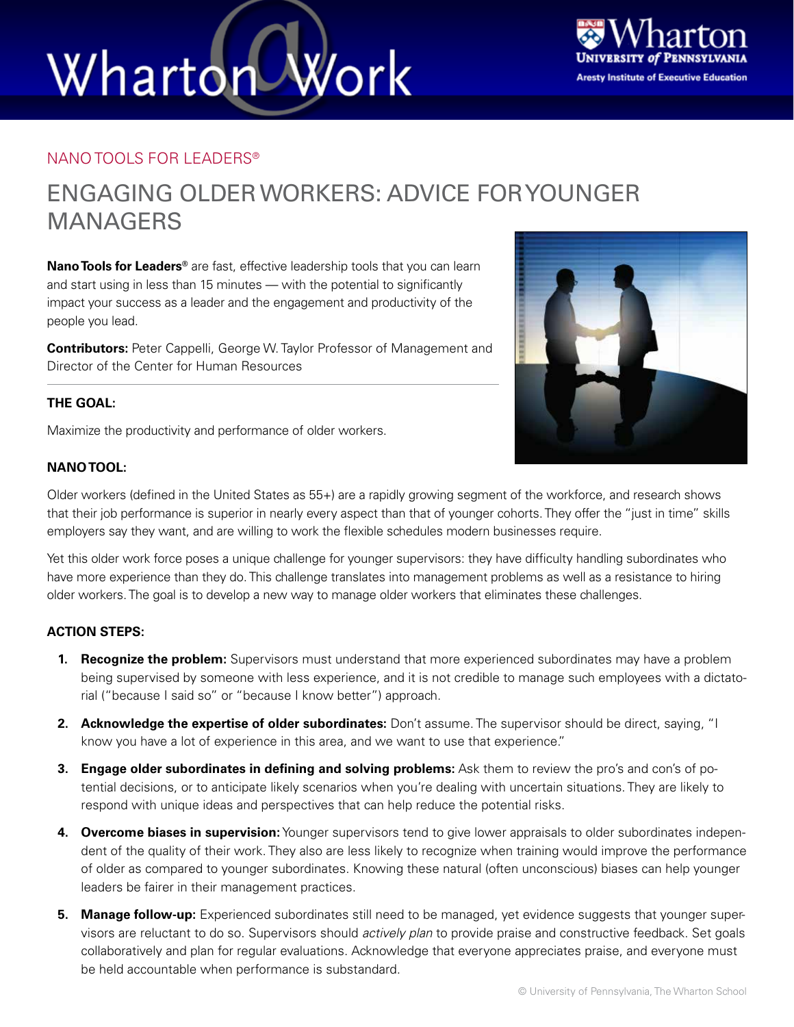Wharton@Work

Wharton University of Pennsylvania
Aresty Institute of Executive Education

NANO TOOLS FOR LEADERS®

# ENGAGING OLDER WORKERS: ADVICE FOR YOUNGER MANAGERS

**Nano Tools for Leaders®** are fast, effective leadership tools that you can learn and start using in less than 15 minutes — with the potential to significantly impact your success as a leader and the engagement and productivity of the people you lead.

**Contributors:** Peter Cappelli, George W. Taylor Professor of Management and Director of the Center for Human Resources

---

**THE GOAL:**

Maximize the productivity and performance of older workers.

**NANO TOOL:**

Older workers (defined in the United States as 55+) are a rapidly growing segment of the workforce, and research shows that their job performance is superior in nearly every aspect than that of younger cohorts. They offer the "just in time" skills employers say they want, and are willing to work the flexible schedules modern businesses require.

Yet this older work force poses a unique challenge for younger supervisors: they have difficulty handling subordinates who have more experience than they do. This challenge translates into management problems as well as a resistance to hiring older workers. The goal is to develop a new way to manage older workers that eliminates these challenges.

**ACTION STEPS:**

1. **Recognize the problem:** Supervisors must understand that more experienced subordinates may have a problem being supervised by someone with less experience, and it is not credible to manage such employees with a dictatorial ("because I said so" or "because I know better") approach.
2. **Acknowledge the expertise of older subordinates:** Don't assume. The supervisor should be direct, saying, "I know you have a lot of experience in this area, and we want to use that experience."
3. **Engage older subordinates in defining and solving problems:** Ask them to review the pro's and con's of potential decisions, or to anticipate likely scenarios when you're dealing with uncertain situations. They are likely to respond with unique ideas and perspectives that can help reduce the potential risks.
4. **Overcome biases in supervision:** Younger supervisors tend to give lower appraisals to older subordinates independent of the quality of their work. They also are less likely to recognize when training would improve the performance of older as compared to younger subordinates. Knowing these natural (often unconscious) biases can help younger leaders be fairer in their management practices.
5. **Manage follow-up:** Experienced subordinates still need to be managed, yet evidence suggests that younger supervisors are reluctant to do so. Supervisors should *actively plan* to provide praise and constructive feedback. Set goals collaboratively and plan for regular evaluations. Acknowledge that everyone appreciates praise, and everyone must be held accountable when performance is substandard.

© University of Pennsylvania, The Wharton School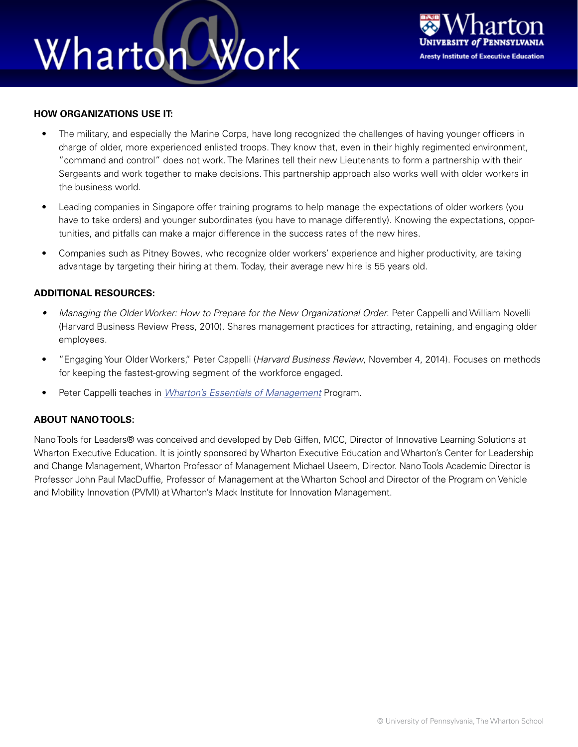**HOW ORGANIZATIONS USE IT:**

- The military, and especially the Marine Corps, have long recognized the challenges of having younger officers in charge of older, more experienced enlisted troops. They know that, even in their highly regimented environment, "command and control" does not work. The Marines tell their new Lieutenants to form a partnership with their Sergeants and work together to make decisions. This partnership approach also works well with older workers in the business world.
- Leading companies in Singapore offer training programs to help manage the expectations of older workers (you have to take orders) and younger subordinates (you have to manage differently). Knowing the expectations, opportunities, and pitfalls can make a major difference in the success rates of the new hires.
- Companies such as Pitney Bowes, who recognize older workers' experience and higher productivity, are taking advantage by targeting their hiring at them. Today, their average new hire is 55 years old.

**ADDITIONAL RESOURCES:**

- *Managing the Older Worker: How to Prepare for the New Organizational Order*. Peter Cappelli and William Novelli (Harvard Business Review Press, 2010). Shares management practices for attracting, retaining, and engaging older employees.
- "Engaging Your Older Workers," Peter Cappelli (*Harvard Business Review*, November 4, 2014). Focuses on methods for keeping the fastest-growing segment of the workforce engaged.
- Peter Cappelli teaches in *Wharton's Essentials of Management* Program.

**ABOUT NANO TOOLS:**

Nano Tools for Leaders® was conceived and developed by Deb Giffen, MCC, Director of Innovative Learning Solutions at Wharton Executive Education. It is jointly sponsored by Wharton Executive Education and Wharton's Center for Leadership and Change Management, Wharton Professor of Management Michael Useem, Director. Nano Tools Academic Director is Professor John Paul MacDuffie, Professor of Management at the Wharton School and Director of the Program on Vehicle and Mobility Innovation (PVMI) at Wharton's Mack Institute for Innovation Management.

© University of Pennsylvania, The Wharton School